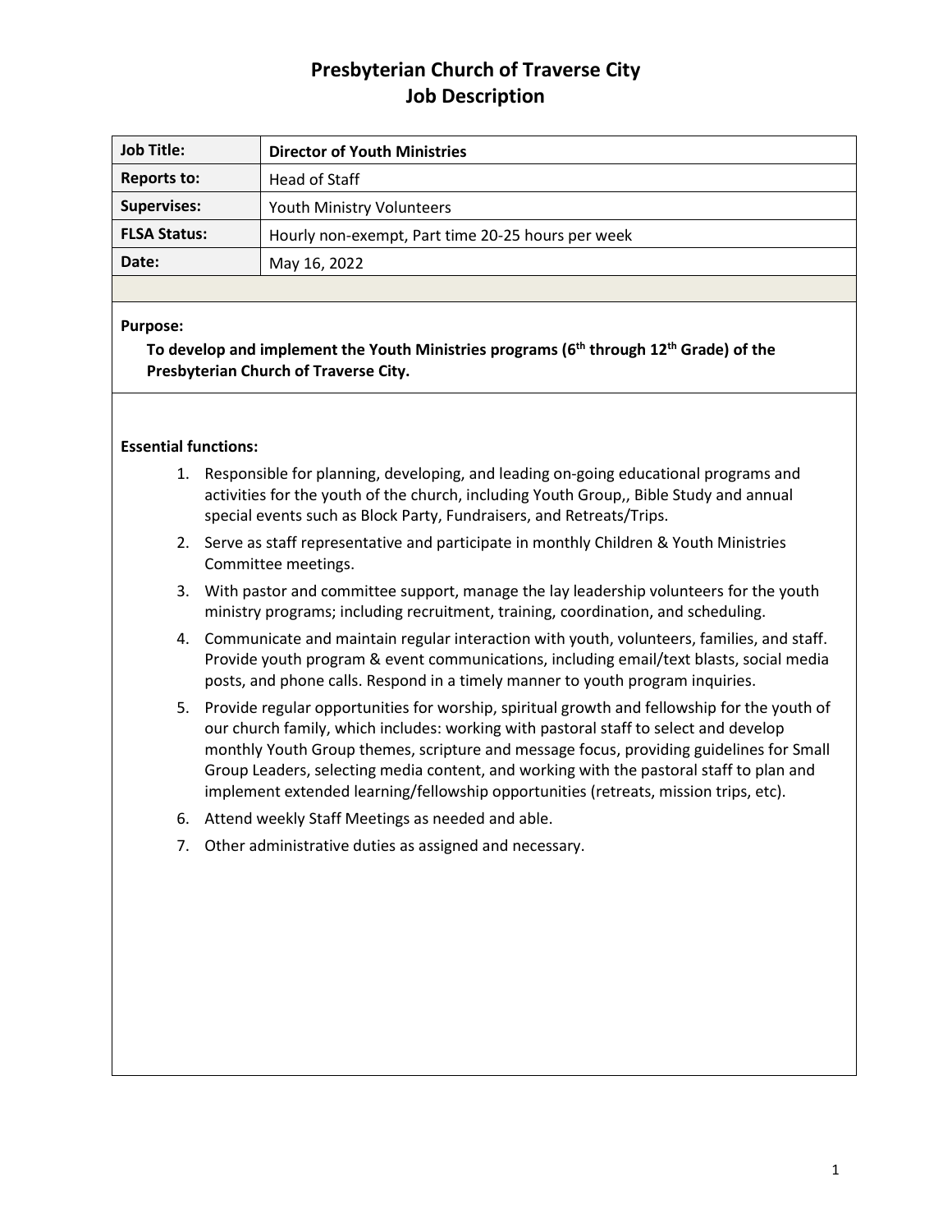# Presbyterian Church of Traverse City
# Job Description

| **Job Title:** | **Director of Youth Ministries** |
|---|---|
| **Reports to:** | Head of Staff |
| **Supervises:** | Youth Ministry Volunteers |
| **FLSA Status:** | Hourly non-exempt, Part time 20-25 hours per week |
| **Date:** | May 16, 2022 |

**Purpose:**

**To develop and implement the Youth Ministries programs (6th through 12th Grade) of the Presbyterian Church of Traverse City.**

**Essential functions:**

1. Responsible for planning, developing, and leading on-going educational programs and activities for the youth of the church, including Youth Group,, Bible Study and annual special events such as Block Party, Fundraisers, and Retreats/Trips.
2. Serve as staff representative and participate in monthly Children & Youth Ministries Committee meetings.
3. With pastor and committee support, manage the lay leadership volunteers for the youth ministry programs; including recruitment, training, coordination, and scheduling.
4. Communicate and maintain regular interaction with youth, volunteers, families, and staff. Provide youth program & event communications, including email/text blasts, social media posts, and phone calls. Respond in a timely manner to youth program inquiries.
5. Provide regular opportunities for worship, spiritual growth and fellowship for the youth of our church family, which includes: working with pastoral staff to select and develop monthly Youth Group themes, scripture and message focus, providing guidelines for Small Group Leaders, selecting media content, and working with the pastoral staff to plan and implement extended learning/fellowship opportunities (retreats, mission trips, etc).
6. Attend weekly Staff Meetings as needed and able.
7. Other administrative duties as assigned and necessary.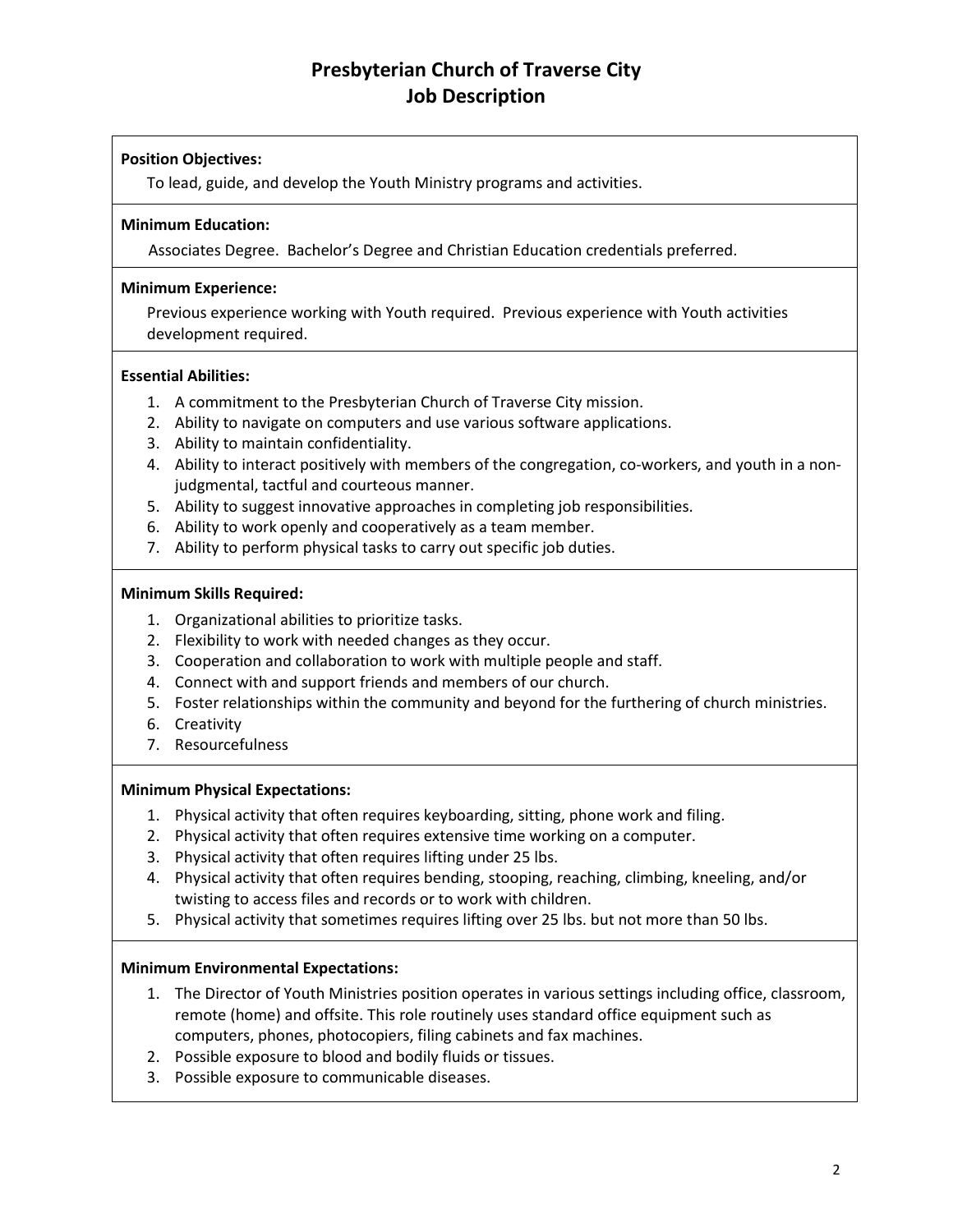# Presbyterian Church of Traverse City
# Job Description

**Position Objectives:**

To lead, guide, and develop the Youth Ministry programs and activities.

**Minimum Education:**

Associates Degree. Bachelor's Degree and Christian Education credentials preferred.

**Minimum Experience:**

Previous experience working with Youth required. Previous experience with Youth activities development required.

**Essential Abilities:**

1. A commitment to the Presbyterian Church of Traverse City mission.
2. Ability to navigate on computers and use various software applications.
3. Ability to maintain confidentiality.
4. Ability to interact positively with members of the congregation, co-workers, and youth in a non-judgmental, tactful and courteous manner.
5. Ability to suggest innovative approaches in completing job responsibilities.
6. Ability to work openly and cooperatively as a team member.
7. Ability to perform physical tasks to carry out specific job duties.

**Minimum Skills Required:**

1. Organizational abilities to prioritize tasks.
2. Flexibility to work with needed changes as they occur.
3. Cooperation and collaboration to work with multiple people and staff.
4. Connect with and support friends and members of our church.
5. Foster relationships within the community and beyond for the furthering of church ministries.
6. Creativity
7. Resourcefulness

**Minimum Physical Expectations:**

1. Physical activity that often requires keyboarding, sitting, phone work and filing.
2. Physical activity that often requires extensive time working on a computer.
3. Physical activity that often requires lifting under 25 lbs.
4. Physical activity that often requires bending, stooping, reaching, climbing, kneeling, and/or twisting to access files and records or to work with children.
5. Physical activity that sometimes requires lifting over 25 lbs. but not more than 50 lbs.

**Minimum Environmental Expectations:**

1. The Director of Youth Ministries position operates in various settings including office, classroom, remote (home) and offsite. This role routinely uses standard office equipment such as computers, phones, photocopiers, filing cabinets and fax machines.
2. Possible exposure to blood and bodily fluids or tissues.
3. Possible exposure to communicable diseases.